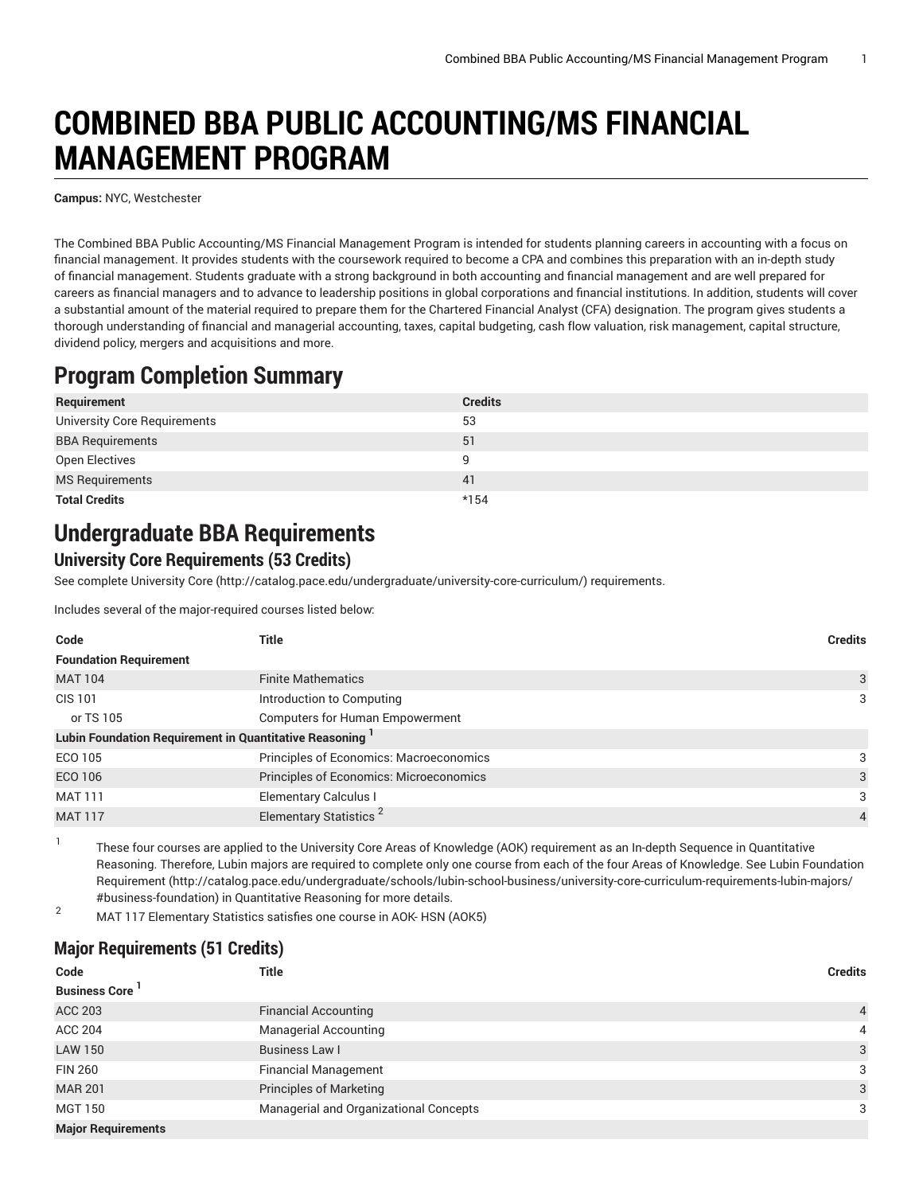# COMBINED BBA PUBLIC ACCOUNTING/MS FINANCIAL MANAGEMENT PROGRAM

**Campus:** NYC, Westchester

The Combined BBA Public Accounting/MS Financial Management Program is intended for students planning careers in accounting with a focus on financial management. It provides students with the coursework required to become a CPA and combines this preparation with an in-depth study of financial management. Students graduate with a strong background in both accounting and financial management and are well prepared for careers as financial managers and to advance to leadership positions in global corporations and financial institutions. In addition, students will cover a substantial amount of the material required to prepare them for the Chartered Financial Analyst (CFA) designation. The program gives students a thorough understanding of financial and managerial accounting, taxes, capital budgeting, cash flow valuation, risk management, capital structure, dividend policy, mergers and acquisitions and more.

## Program Completion Summary

| Requirement | Credits |
|---|---|
| University Core Requirements | 53 |
| BBA Requirements | 51 |
| Open Electives | 9 |
| MS Requirements | 41 |
| **Total Credits** | *154 |

## Undergraduate BBA Requirements

### University Core Requirements (53 Credits)

See complete University Core (http://catalog.pace.edu/undergraduate/university-core-curriculum/) requirements.

Includes several of the major-required courses listed below:

| Code | Title | Credits |
|---|---|---|
| **Foundation Requirement** | | |
| MAT 104 | Finite Mathematics | 3 |
| CIS 101 | Introduction to Computing | 3 |
| or TS 105 | Computers for Human Empowerment | |
| **Lubin Foundation Requirement in Quantitative Reasoning [1]** | | |
| ECO 105 | Principles of Economics: Macroeconomics | 3 |
| ECO 106 | Principles of Economics: Microeconomics | 3 |
| MAT 111 | Elementary Calculus I | 3 |
| MAT 117 | Elementary Statistics [2] | 4 |

1. These four courses are applied to the University Core Areas of Knowledge (AOK) requirement as an In-depth Sequence in Quantitative Reasoning. Therefore, Lubin majors are required to complete only one course from each of the four Areas of Knowledge. See Lubin Foundation Requirement (http://catalog.pace.edu/undergraduate/schools/lubin-school-business/university-core-curriculum-requirements-lubin-majors/#business-foundation) in Quantitative Reasoning for more details.
2. MAT 117 Elementary Statistics satisfies one course in AOK- HSN (AOK5)

### Major Requirements (51 Credits)

| Code | Title | Credits |
|---|---|---|
| **Business Core [1]** | | |
| ACC 203 | Financial Accounting | 4 |
| ACC 204 | Managerial Accounting | 4 |
| LAW 150 | Business Law I | 3 |
| FIN 260 | Financial Management | 3 |
| MAR 201 | Principles of Marketing | 3 |
| MGT 150 | Managerial and Organizational Concepts | 3 |
| **Major Requirements** | | |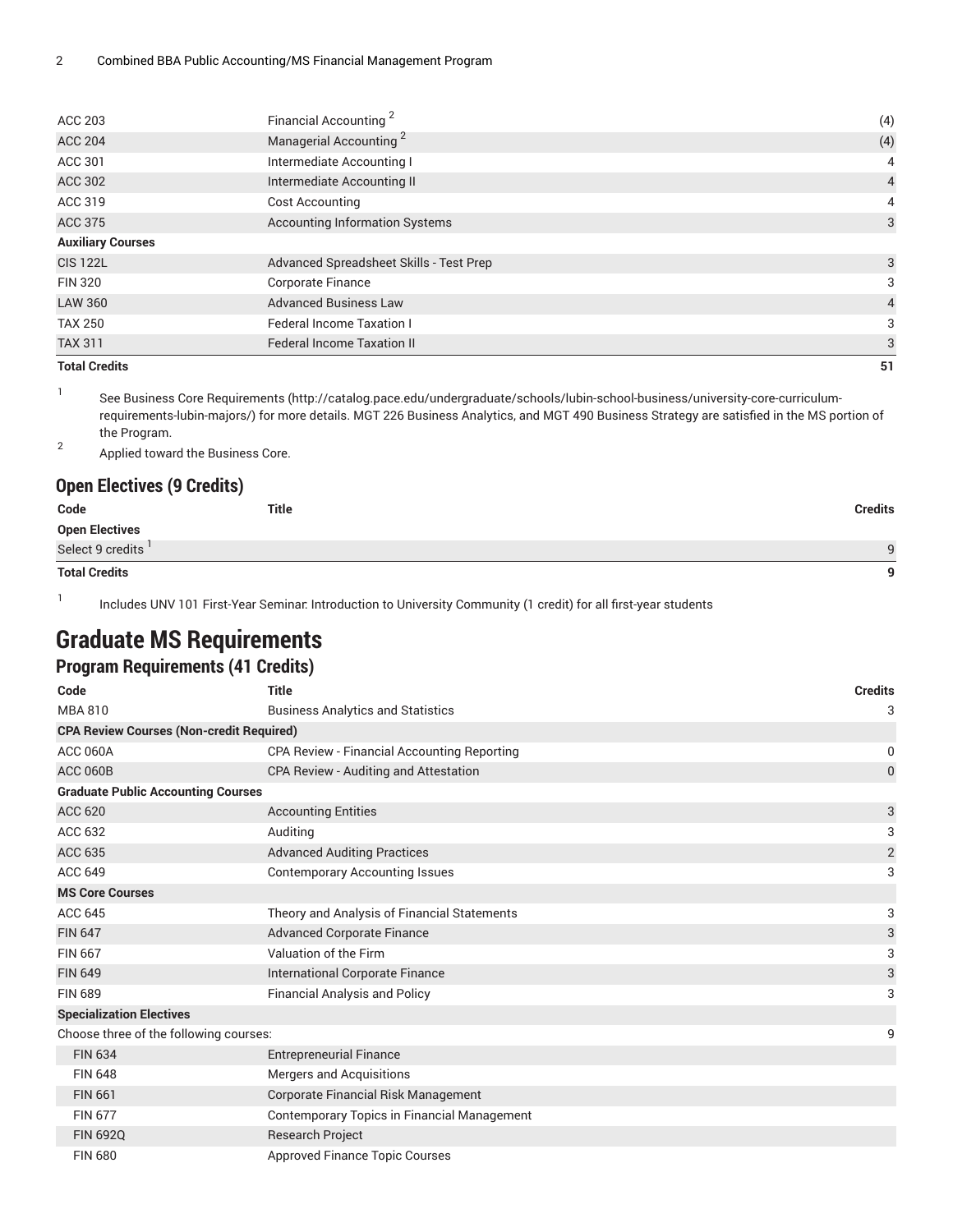| | | |
|---|---|---|
| ACC 203 | Financial Accounting [2] | (4) |
| ACC 204 | Managerial Accounting [2] | (4) |
| ACC 301 | Intermediate Accounting I | 4 |
| ACC 302 | Intermediate Accounting II | 4 |
| ACC 319 | Cost Accounting | 4 |
| ACC 375 | Accounting Information Systems | 3 |
| **Auxiliary Courses** | | |
| CIS 122L | Advanced Spreadsheet Skills - Test Prep | 3 |
| FIN 320 | Corporate Finance | 3 |
| LAW 360 | Advanced Business Law | 4 |
| TAX 250 | Federal Income Taxation I | 3 |
| TAX 311 | Federal Income Taxation II | 3 |
| **Total Credits** | | **51** |

1. See Business Core Requirements (http://catalog.pace.edu/undergraduate/schools/lubin-school-business/university-core-curriculum-requirements-lubin-majors/) for more details. MGT 226 Business Analytics, and MGT 490 Business Strategy are satisfied in the MS portion of the Program.
2. Applied toward the Business Core.

## Open Electives (9 Credits)

| Code | Title | Credits |
|---|---|---|
| **Open Electives** | | |
| Select 9 credits [1] | | 9 |
| **Total Credits** | | **9** |

1. Includes UNV 101 First-Year Seminar: Introduction to University Community (1 credit) for all first-year students

# Graduate MS Requirements

## Program Requirements (41 Credits)

| Code | Title | Credits |
|---|---|---|
| MBA 810 | Business Analytics and Statistics | 3 |
| **CPA Review Courses (Non-credit Required)** | | |
| ACC 060A | CPA Review - Financial Accounting Reporting | 0 |
| ACC 060B | CPA Review - Auditing and Attestation | 0 |
| **Graduate Public Accounting Courses** | | |
| ACC 620 | Accounting Entities | 3 |
| ACC 632 | Auditing | 3 |
| ACC 635 | Advanced Auditing Practices | 2 |
| ACC 649 | Contemporary Accounting Issues | 3 |
| **MS Core Courses** | | |
| ACC 645 | Theory and Analysis of Financial Statements | 3 |
| FIN 647 | Advanced Corporate Finance | 3 |
| FIN 667 | Valuation of the Firm | 3 |
| FIN 649 | International Corporate Finance | 3 |
| FIN 689 | Financial Analysis and Policy | 3 |
| **Specialization Electives** | | |
| Choose three of the following courses: | | 9 |
| FIN 634 | Entrepreneurial Finance | |
| FIN 648 | Mergers and Acquisitions | |
| FIN 661 | Corporate Financial Risk Management | |
| FIN 677 | Contemporary Topics in Financial Management | |
| FIN 692Q | Research Project | |
| FIN 680 | Approved Finance Topic Courses | |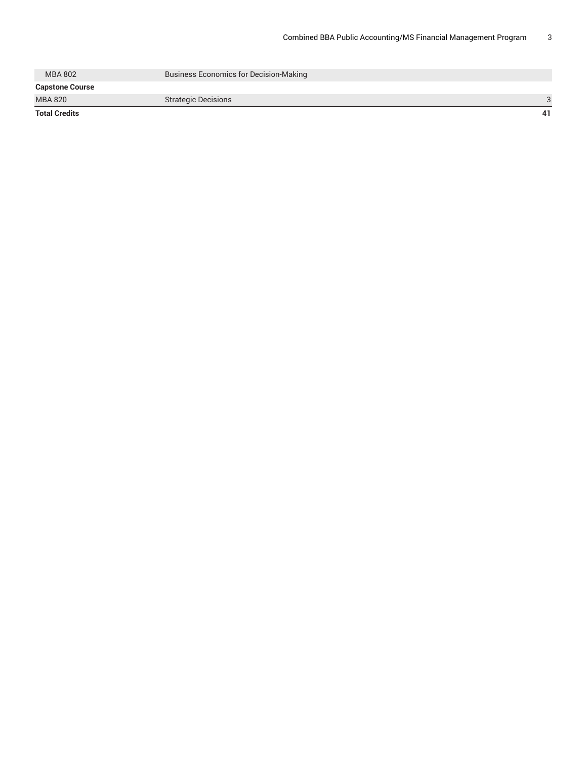| | | |
|---|---|---|
| MBA 802 | Business Economics for Decision-Making | |
| **Capstone Course** | | |
| MBA 820 | Strategic Decisions | 3 |
| **Total Credits** | | **41** |